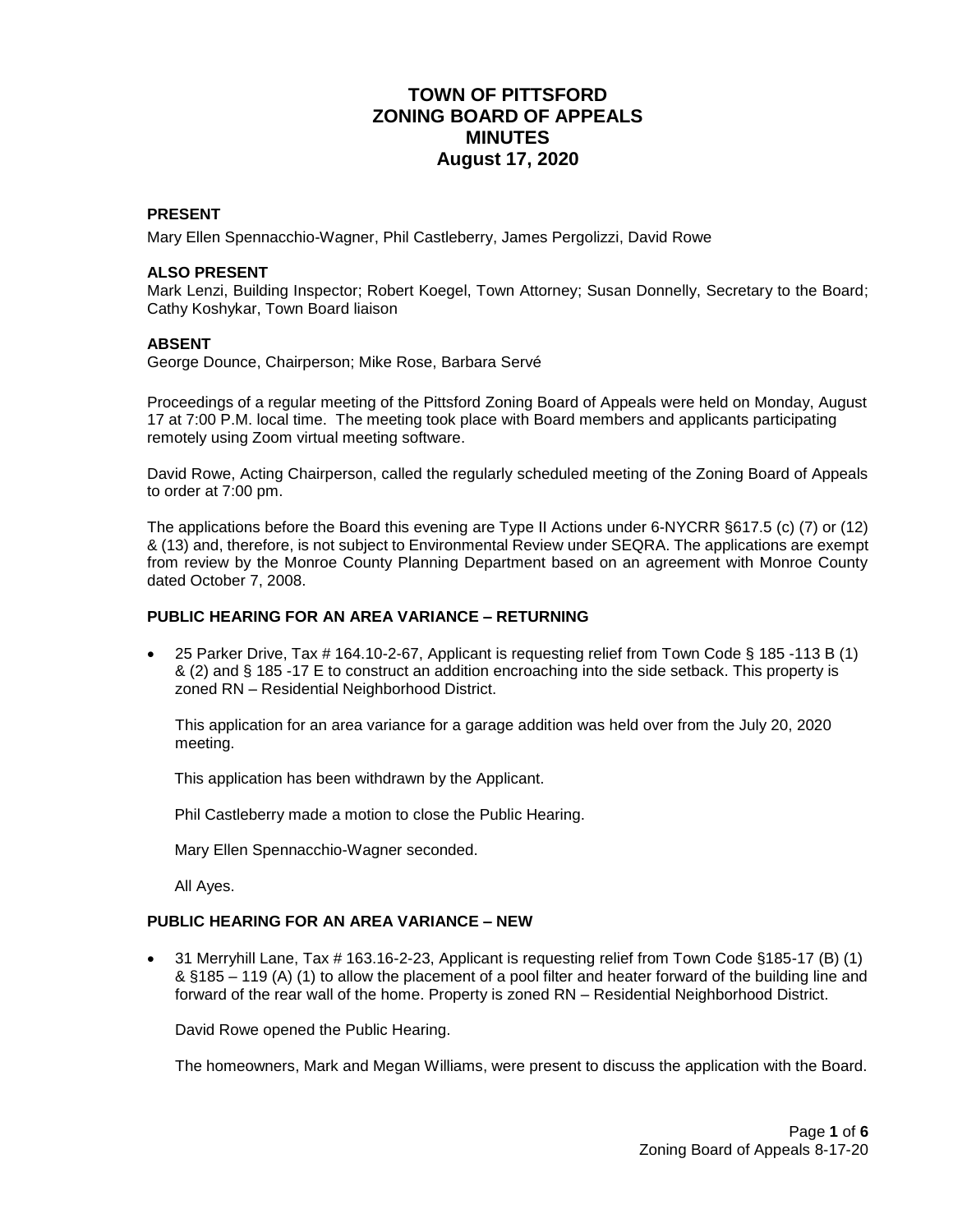# TOWN OF PITTSFORD
# ZONING BOARD OF APPEALS
# MINUTES
# August 17, 2020

**PRESENT**

Mary Ellen Spennacchio-Wagner, Phil Castleberry, James Pergolizzi, David Rowe

**ALSO PRESENT**

Mark Lenzi, Building Inspector; Robert Koegel, Town Attorney; Susan Donnelly, Secretary to the Board; Cathy Koshykar, Town Board liaison

**ABSENT**

George Dounce, Chairperson; Mike Rose, Barbara Servé

Proceedings of a regular meeting of the Pittsford Zoning Board of Appeals were held on Monday, August 17 at 7:00 P.M. local time. The meeting took place with Board members and applicants participating remotely using Zoom virtual meeting software.

David Rowe, Acting Chairperson, called the regularly scheduled meeting of the Zoning Board of Appeals to order at 7:00 pm.

The applications before the Board this evening are Type II Actions under 6-NYCRR §617.5 (c) (7) or (12) & (13) and, therefore, is not subject to Environmental Review under SEQRA. The applications are exempt from review by the Monroe County Planning Department based on an agreement with Monroe County dated October 7, 2008.

**PUBLIC HEARING FOR AN AREA VARIANCE – RETURNING**

- 25 Parker Drive, Tax # 164.10-2-67, Applicant is requesting relief from Town Code § 185 -113 B (1) & (2) and § 185 -17 E to construct an addition encroaching into the side setback. This property is zoned RN – Residential Neighborhood District.

  This application for an area variance for a garage addition was held over from the July 20, 2020 meeting.

  This application has been withdrawn by the Applicant.

  Phil Castleberry made a motion to close the Public Hearing.

  Mary Ellen Spennacchio-Wagner seconded.

  All Ayes.

**PUBLIC HEARING FOR AN AREA VARIANCE – NEW**

- 31 Merryhill Lane, Tax # 163.16-2-23, Applicant is requesting relief from Town Code §185-17 (B) (1) & §185 – 119 (A) (1) to allow the placement of a pool filter and heater forward of the building line and forward of the rear wall of the home. Property is zoned RN – Residential Neighborhood District.

  David Rowe opened the Public Hearing.

  The homeowners, Mark and Megan Williams, were present to discuss the application with the Board.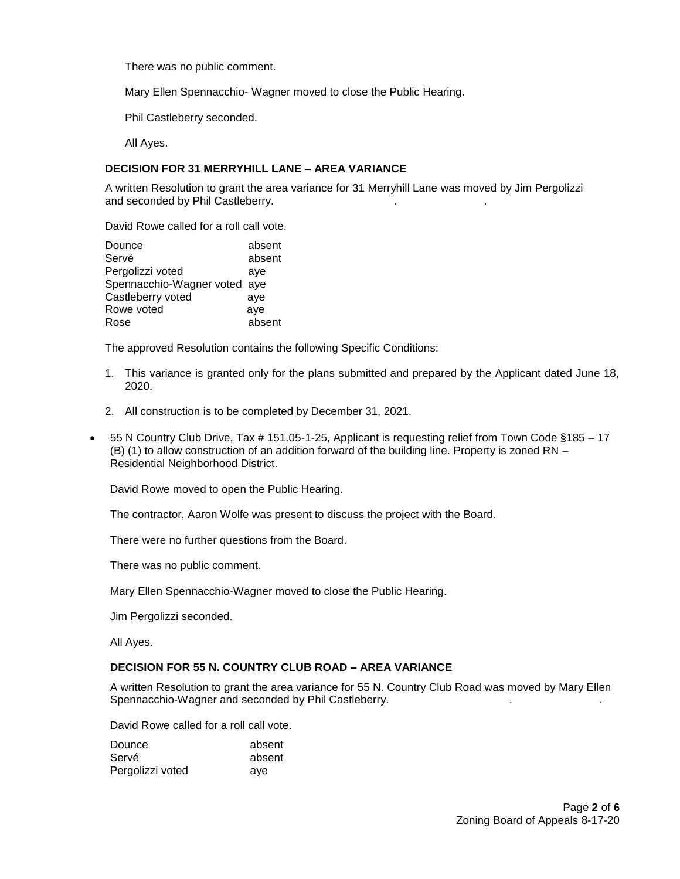There was no public comment.

Mary Ellen Spennacchio- Wagner moved to close the Public Hearing.

Phil Castleberry seconded.

All Ayes.

**DECISION FOR 31 MERRYHILL LANE – AREA VARIANCE**

A written Resolution to grant the area variance for 31 Merryhill Lane was moved by Jim Pergolizzi and seconded by Phil Castleberry.

David Rowe called for a roll call vote.

| | |
|---|---|
| Dounce | absent |
| Servé | absent |
| Pergolizzi voted | aye |
| Spennacchio-Wagner voted | aye |
| Castleberry voted | aye |
| Rowe voted | aye |
| Rose | absent |

The approved Resolution contains the following Specific Conditions:

1. This variance is granted only for the plans submitted and prepared by the Applicant dated June 18, 2020.
2. All construction is to be completed by December 31, 2021.

- 55 N Country Club Drive, Tax # 151.05-1-25, Applicant is requesting relief from Town Code §185 – 17 (B) (1) to allow construction of an addition forward of the building line. Property is zoned RN – Residential Neighborhood District.

  David Rowe moved to open the Public Hearing.

  The contractor, Aaron Wolfe was present to discuss the project with the Board.

  There were no further questions from the Board.

  There was no public comment.

  Mary Ellen Spennacchio-Wagner moved to close the Public Hearing.

  Jim Pergolizzi seconded.

  All Ayes.

**DECISION FOR 55 N. COUNTRY CLUB ROAD – AREA VARIANCE**

A written Resolution to grant the area variance for 55 N. Country Club Road was moved by Mary Ellen Spennacchio-Wagner and seconded by Phil Castleberry.

David Rowe called for a roll call vote.

| | |
|---|---|
| Dounce | absent |
| Servé | absent |
| Pergolizzi voted | aye |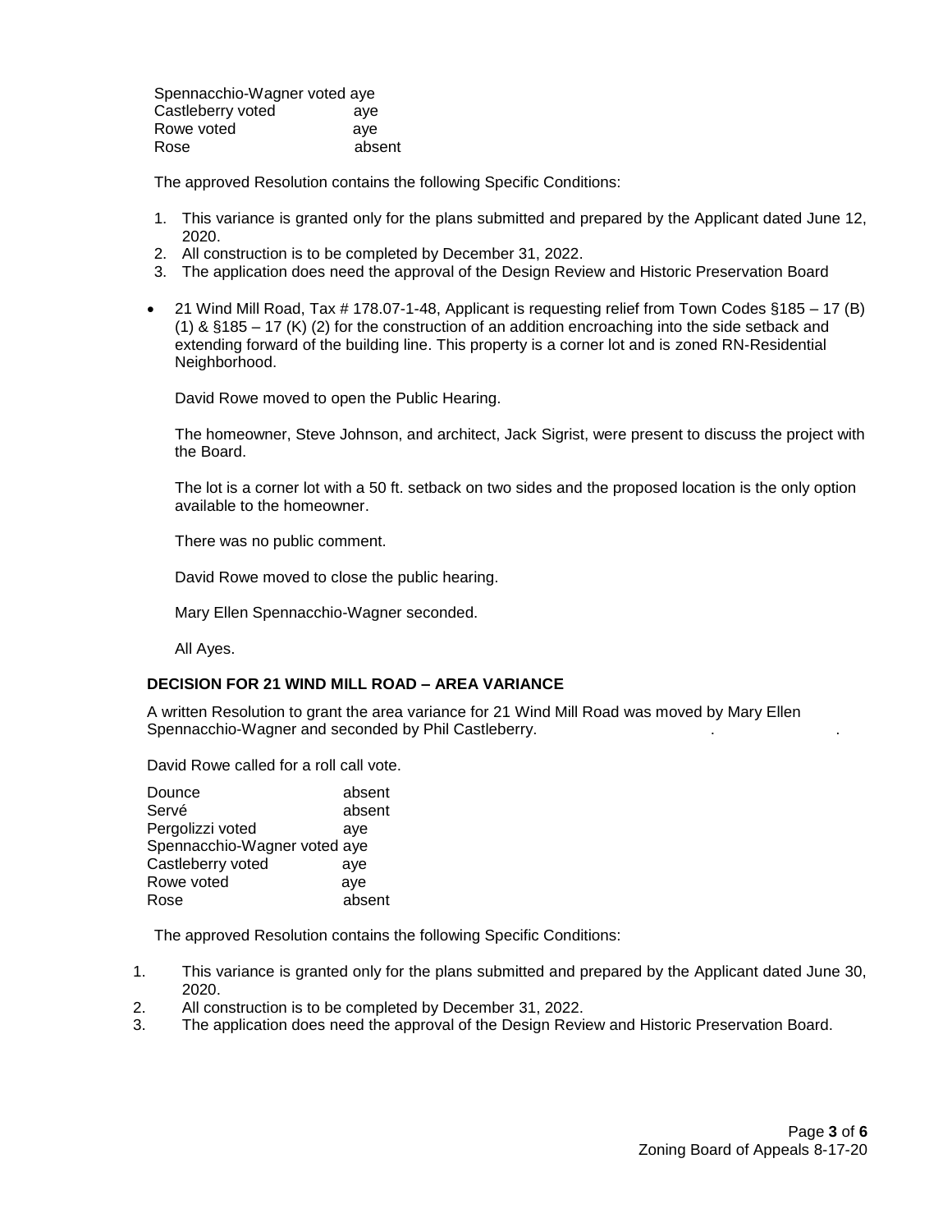Spennacchio-Wagner voted aye
Castleberry voted aye
Rowe voted aye
Rose absent

The approved Resolution contains the following Specific Conditions:

1. This variance is granted only for the plans submitted and prepared by the Applicant dated June 12, 2020.
2. All construction is to be completed by December 31, 2022.
3. The application does need the approval of the Design Review and Historic Preservation Board

- 21 Wind Mill Road, Tax # 178.07-1-48, Applicant is requesting relief from Town Codes §185 – 17 (B) (1) & §185 – 17 (K) (2) for the construction of an addition encroaching into the side setback and extending forward of the building line. This property is a corner lot and is zoned RN-Residential Neighborhood.

  David Rowe moved to open the Public Hearing.

  The homeowner, Steve Johnson, and architect, Jack Sigrist, were present to discuss the project with the Board.

  The lot is a corner lot with a 50 ft. setback on two sides and the proposed location is the only option available to the homeowner.

  There was no public comment.

  David Rowe moved to close the public hearing.

  Mary Ellen Spennacchio-Wagner seconded.

  All Ayes.

**DECISION FOR 21 WIND MILL ROAD – AREA VARIANCE**

A written Resolution to grant the area variance for 21 Wind Mill Road was moved by Mary Ellen Spennacchio-Wagner and seconded by Phil Castleberry.

David Rowe called for a roll call vote.

Dounce absent
Servé absent
Pergolizzi voted aye
Spennacchio-Wagner voted aye
Castleberry voted aye
Rowe voted aye
Rose absent

The approved Resolution contains the following Specific Conditions:

1. This variance is granted only for the plans submitted and prepared by the Applicant dated June 30, 2020.
2. All construction is to be completed by December 31, 2022.
3. The application does need the approval of the Design Review and Historic Preservation Board.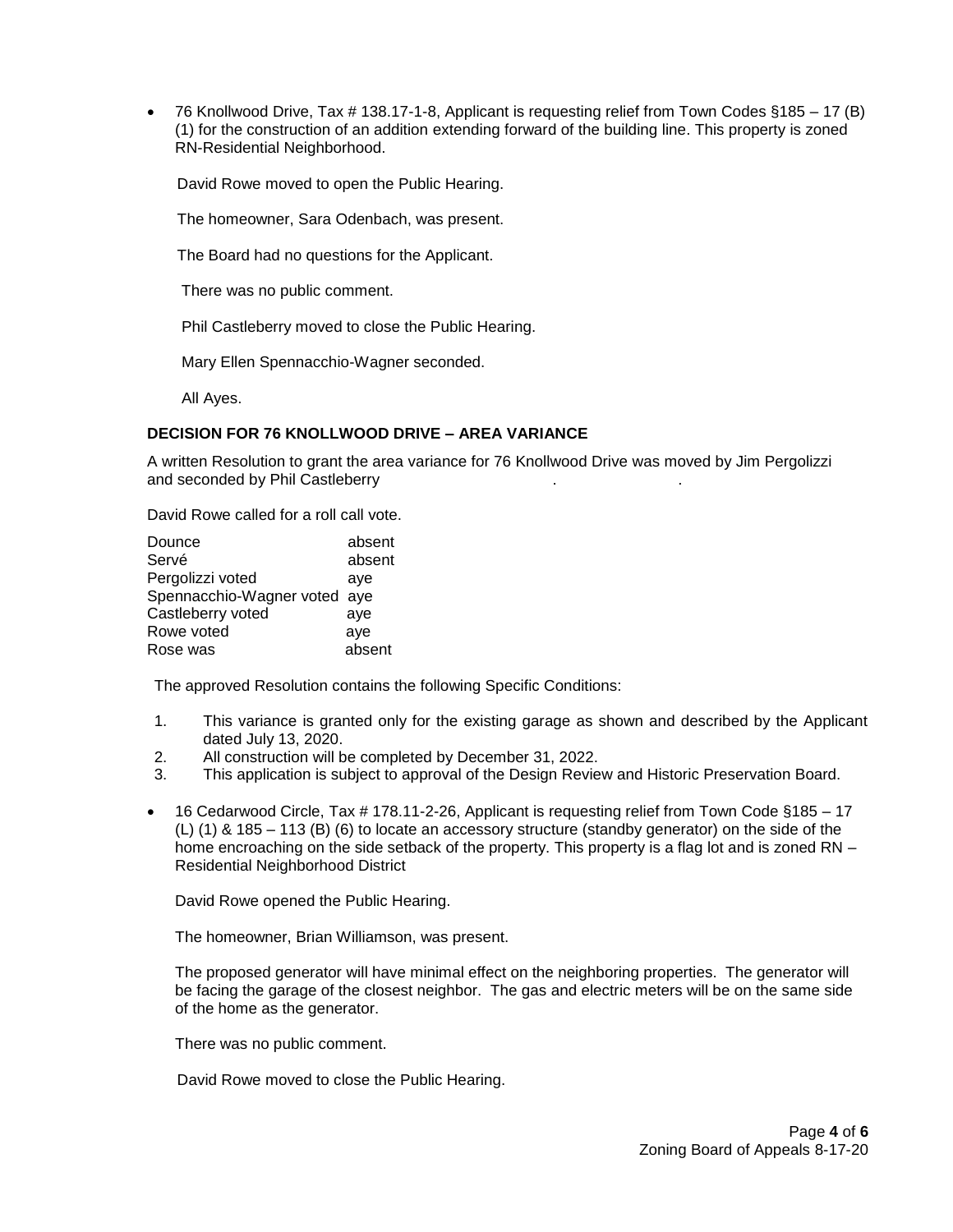- 76 Knollwood Drive, Tax # 138.17-1-8, Applicant is requesting relief from Town Codes §185 – 17 (B) (1) for the construction of an addition extending forward of the building line. This property is zoned RN-Residential Neighborhood.

  David Rowe moved to open the Public Hearing.

  The homeowner, Sara Odenbach, was present.

  The Board had no questions for the Applicant.

  There was no public comment.

  Phil Castleberry moved to close the Public Hearing.

  Mary Ellen Spennacchio-Wagner seconded.

  All Ayes.

**DECISION FOR 76 KNOLLWOOD DRIVE – AREA VARIANCE**

A written Resolution to grant the area variance for 76 Knollwood Drive was moved by Jim Pergolizzi and seconded by Phil Castleberry . .

David Rowe called for a roll call vote.

| | |
|---|---|
| Dounce | absent |
| Servé | absent |
| Pergolizzi voted | aye |
| Spennacchio-Wagner voted | aye |
| Castleberry voted | aye |
| Rowe voted | aye |
| Rose was | absent |

The approved Resolution contains the following Specific Conditions:

1. This variance is granted only for the existing garage as shown and described by the Applicant dated July 13, 2020.
2. All construction will be completed by December 31, 2022.
3. This application is subject to approval of the Design Review and Historic Preservation Board.

- 16 Cedarwood Circle, Tax # 178.11-2-26, Applicant is requesting relief from Town Code §185 – 17 (L) (1) & 185 – 113 (B) (6) to locate an accessory structure (standby generator) on the side of the home encroaching on the side setback of the property. This property is a flag lot and is zoned RN – Residential Neighborhood District

  David Rowe opened the Public Hearing.

  The homeowner, Brian Williamson, was present.

  The proposed generator will have minimal effect on the neighboring properties. The generator will be facing the garage of the closest neighbor. The gas and electric meters will be on the same side of the home as the generator.

  There was no public comment.

  David Rowe moved to close the Public Hearing.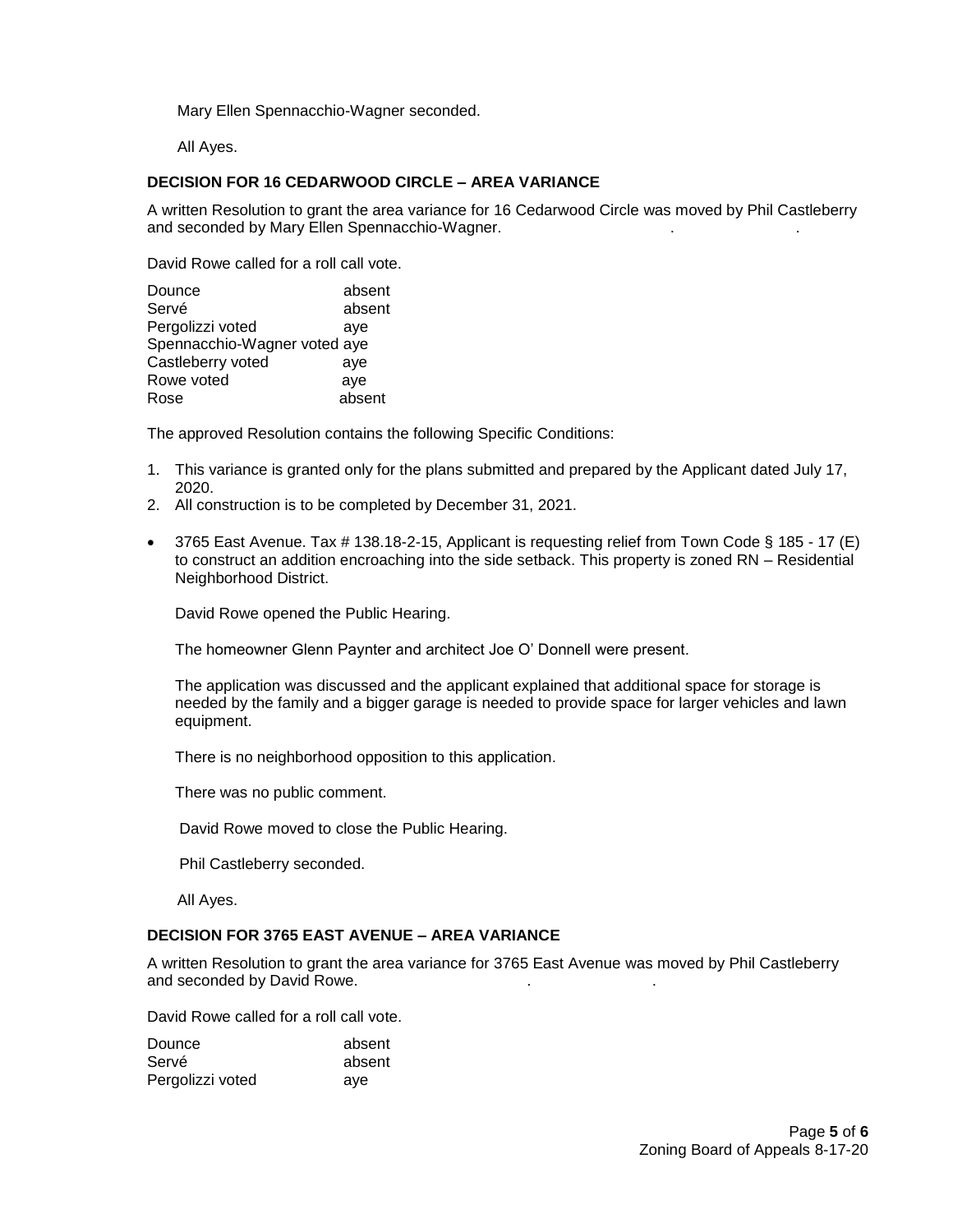Mary Ellen Spennacchio-Wagner seconded.

All Ayes.

**DECISION FOR 16 CEDARWOOD CIRCLE – AREA VARIANCE**

A written Resolution to grant the area variance for 16 Cedarwood Circle was moved by Phil Castleberry and seconded by Mary Ellen Spennacchio-Wagner.

David Rowe called for a roll call vote.

| | |
|---|---|
| Dounce | absent |
| Servé | absent |
| Pergolizzi voted | aye |
| Spennacchio-Wagner voted | aye |
| Castleberry voted | aye |
| Rowe voted | aye |
| Rose | absent |

The approved Resolution contains the following Specific Conditions:

1. This variance is granted only for the plans submitted and prepared by the Applicant dated July 17, 2020.
2. All construction is to be completed by December 31, 2021.

- 3765 East Avenue. Tax # 138.18-2-15, Applicant is requesting relief from Town Code § 185 - 17 (E) to construct an addition encroaching into the side setback. This property is zoned RN – Residential Neighborhood District.

  David Rowe opened the Public Hearing.

  The homeowner Glenn Paynter and architect Joe O' Donnell were present.

  The application was discussed and the applicant explained that additional space for storage is needed by the family and a bigger garage is needed to provide space for larger vehicles and lawn equipment.

  There is no neighborhood opposition to this application.

  There was no public comment.

  David Rowe moved to close the Public Hearing.

  Phil Castleberry seconded.

  All Ayes.

**DECISION FOR 3765 EAST AVENUE – AREA VARIANCE**

A written Resolution to grant the area variance for 3765 East Avenue was moved by Phil Castleberry and seconded by David Rowe.

David Rowe called for a roll call vote.

| | |
|---|---|
| Dounce | absent |
| Servé | absent |
| Pergolizzi voted | aye |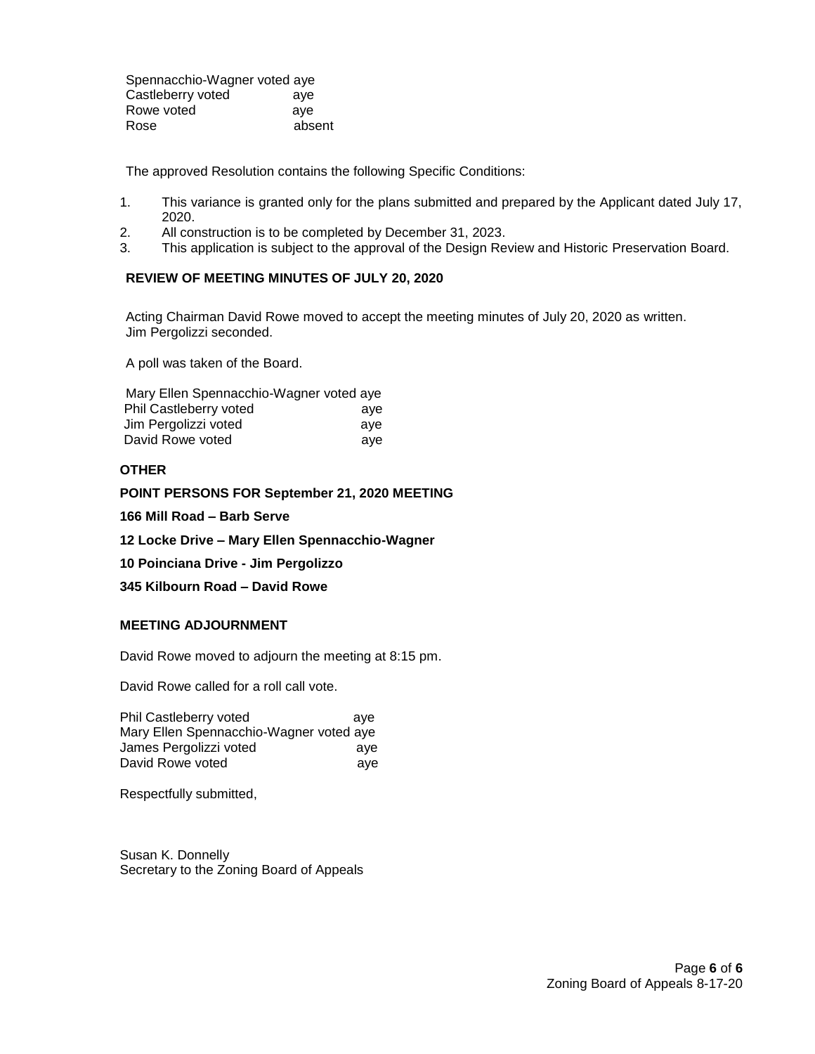Spennacchio-Wagner voted aye
Castleberry voted aye
Rowe voted aye
Rose absent

The approved Resolution contains the following Specific Conditions:

1. This variance is granted only for the plans submitted and prepared by the Applicant dated July 17, 2020.
2. All construction is to be completed by December 31, 2023.
3. This application is subject to the approval of the Design Review and Historic Preservation Board.

**REVIEW OF MEETING MINUTES OF JULY 20, 2020**

Acting Chairman David Rowe moved to accept the meeting minutes of July 20, 2020 as written. Jim Pergolizzi seconded.

A poll was taken of the Board.

Mary Ellen Spennacchio-Wagner voted aye
Phil Castleberry voted aye
Jim Pergolizzi voted aye
David Rowe voted aye

**OTHER**

**POINT PERSONS FOR September 21, 2020 MEETING**

**166 Mill Road – Barb Serve**

**12 Locke Drive – Mary Ellen Spennacchio-Wagner**

**10 Poinciana Drive - Jim Pergolizzo**

**345 Kilbourn Road – David Rowe**

**MEETING ADJOURNMENT**

David Rowe moved to adjourn the meeting at 8:15 pm.

David Rowe called for a roll call vote.

Phil Castleberry voted aye
Mary Ellen Spennacchio-Wagner voted aye
James Pergolizzi voted aye
David Rowe voted aye

Respectfully submitted,

Susan K. Donnelly
Secretary to the Zoning Board of Appeals